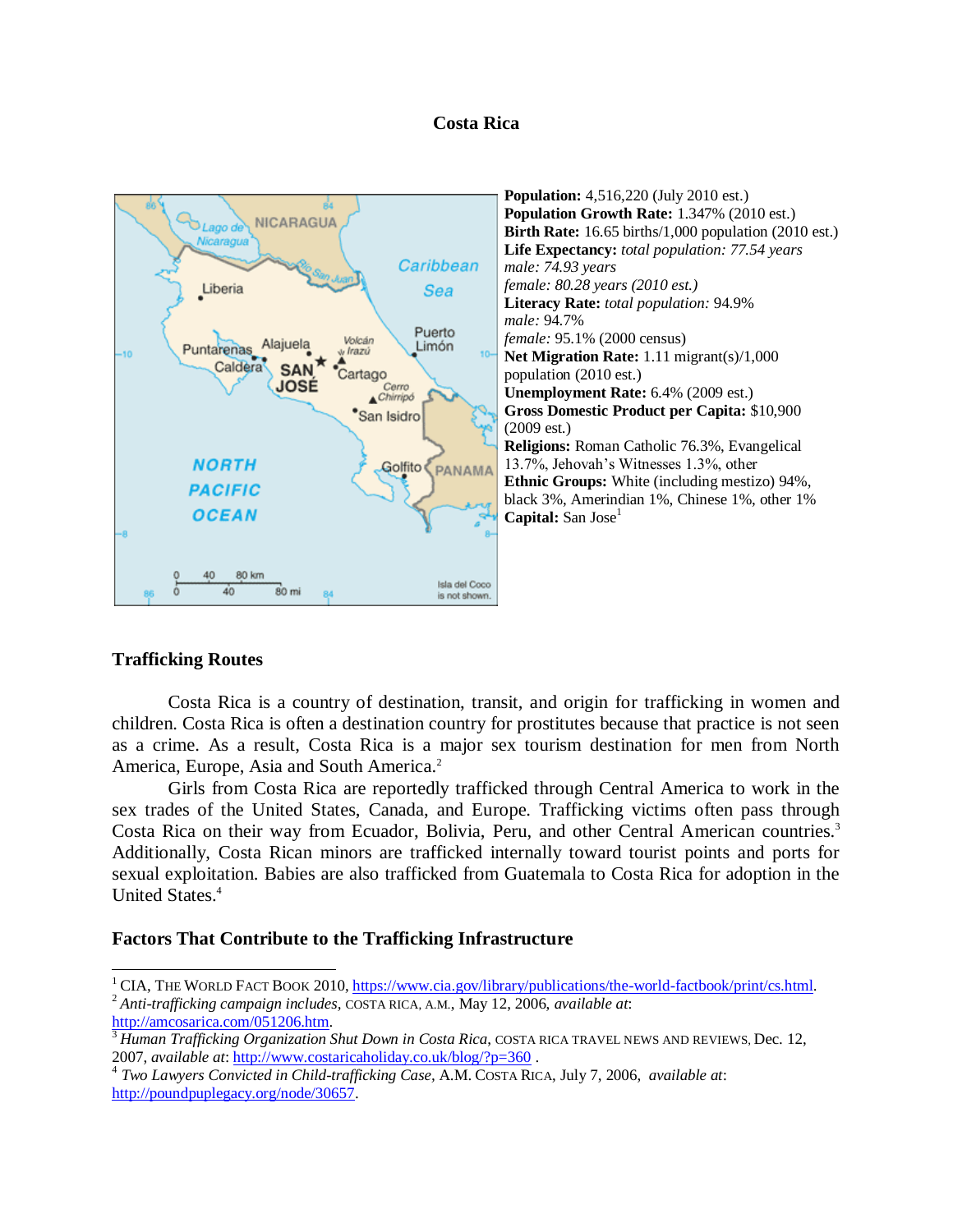# Costa Rica

**Population:** 4,516,220 (July 2010 est.)
**Population Growth Rate:** 1.347% (2010 est.)
**Birth Rate:** 16.65 births/1,000 population (2010 est.)
**Life Expectancy:** *total population: 77.54 years*
*male: 74.93 years*
*female: 80.28 years (2010 est.)*
**Literacy Rate:** *total population:* 94.9%
*male:* 94.7%
*female:* 95.1% (2000 census)
**Net Migration Rate:** 1.11 migrant(s)/1,000 population (2010 est.)
**Unemployment Rate:** 6.4% (2009 est.)
**Gross Domestic Product per Capita:** $10,900 (2009 est.)
**Religions:** Roman Catholic 76.3%, Evangelical 13.7%, Jehovah's Witnesses 1.3%, other
**Ethnic Groups:** White (including mestizo) 94%, black 3%, Amerindian 1%, Chinese 1%, other 1%
**Capital:** San Jose[1]

## Trafficking Routes

Costa Rica is a country of destination, transit, and origin for trafficking in women and children. Costa Rica is often a destination country for prostitutes because that practice is not seen as a crime. As a result, Costa Rica is a major sex tourism destination for men from North America, Europe, Asia and South America.[2]

Girls from Costa Rica are reportedly trafficked through Central America to work in the sex trades of the United States, Canada, and Europe. Trafficking victims often pass through Costa Rica on their way from Ecuador, Bolivia, Peru, and other Central American countries.[3] Additionally, Costa Rican minors are trafficked internally toward tourist points and ports for sexual exploitation. Babies are also trafficked from Guatemala to Costa Rica for adoption in the United States.[4]

## Factors That Contribute to the Trafficking Infrastructure

---

[1] CIA, THE WORLD FACT BOOK 2010, https://www.cia.gov/library/publications/the-world-factbook/print/cs.html.

[2] *Anti-trafficking campaign includes*, COSTA RICA, A.M., May 12, 2006, *available at*: http://amcosarica.com/051206.htm.

[3] *Human Trafficking Organization Shut Down in Costa Rica*, COSTA RICA TRAVEL NEWS AND REVIEWS, Dec. 12, 2007, *available at*: http://www.costaricaholiday.co.uk/blog/?p=360 .

[4] *Two Lawyers Convicted in Child-trafficking Case*, A.M. COSTA RICA, July 7, 2006, *available at*: http://poundpuplegacy.org/node/30657.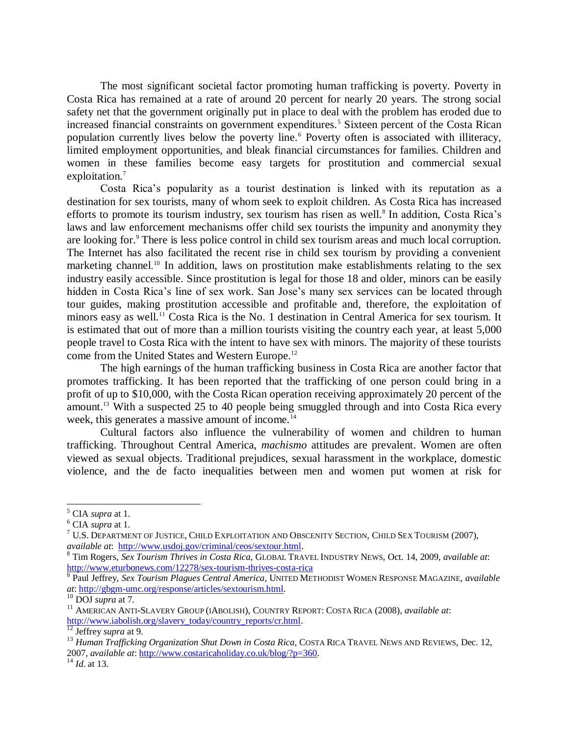The most significant societal factor promoting human trafficking is poverty. Poverty in Costa Rica has remained at a rate of around 20 percent for nearly 20 years. The strong social safety net that the government originally put in place to deal with the problem has eroded due to increased financial constraints on government expenditures.[5] Sixteen percent of the Costa Rican population currently lives below the poverty line.[6] Poverty often is associated with illiteracy, limited employment opportunities, and bleak financial circumstances for families. Children and women in these families become easy targets for prostitution and commercial sexual exploitation.[7]

Costa Rica's popularity as a tourist destination is linked with its reputation as a destination for sex tourists, many of whom seek to exploit children. As Costa Rica has increased efforts to promote its tourism industry, sex tourism has risen as well.[8] In addition, Costa Rica's laws and law enforcement mechanisms offer child sex tourists the impunity and anonymity they are looking for.[9] There is less police control in child sex tourism areas and much local corruption. The Internet has also facilitated the recent rise in child sex tourism by providing a convenient marketing channel.[10] In addition, laws on prostitution make establishments relating to the sex industry easily accessible. Since prostitution is legal for those 18 and older, minors can be easily hidden in Costa Rica's line of sex work. San Jose's many sex services can be located through tour guides, making prostitution accessible and profitable and, therefore, the exploitation of minors easy as well.[11] Costa Rica is the No. 1 destination in Central America for sex tourism. It is estimated that out of more than a million tourists visiting the country each year, at least 5,000 people travel to Costa Rica with the intent to have sex with minors. The majority of these tourists come from the United States and Western Europe.[12]

The high earnings of the human trafficking business in Costa Rica are another factor that promotes trafficking. It has been reported that the trafficking of one person could bring in a profit of up to $10,000, with the Costa Rican operation receiving approximately 20 percent of the amount.[13] With a suspected 25 to 40 people being smuggled through and into Costa Rica every week, this generates a massive amount of income.[14]

Cultural factors also influence the vulnerability of women and children to human trafficking. Throughout Central America, *machismo* attitudes are prevalent. Women are often viewed as sexual objects. Traditional prejudices, sexual harassment in the workplace, domestic violence, and the de facto inequalities between men and women put women at risk for

---

[5] CIA *supra* at 1.

[6] CIA *supra* at 1.

[7] U.S. DEPARTMENT OF JUSTICE, CHILD EXPLOITATION AND OBSCENITY SECTION, CHILD SEX TOURISM (2007), *available at*: http://www.usdoj.gov/criminal/ceos/sextour.html.

[8] Tim Rogers, *Sex Tourism Thrives in Costa Rica*, GLOBAL TRAVEL INDUSTRY NEWS, Oct. 14, 2009, *available at*: http://www.eturbonews.com/12278/sex-tourism-thrives-costa-rica

[9] Paul Jeffrey, *Sex Tourism Plagues Central America*, UNITED METHODIST WOMEN RESPONSE MAGAZINE, *available at*: http://gbgm-umc.org/response/articles/sextourism.html.

[10] DOJ *supra* at 7.

[11] AMERICAN ANTI-SLAVERY GROUP (IABOLISH), COUNTRY REPORT: COSTA RICA (2008), *available at*: http://www.iabolish.org/slavery_today/country_reports/cr.html.

[12] Jeffrey *supra* at 9.

[13] *Human Trafficking Organization Shut Down in Costa Rica*, COSTA RICA TRAVEL NEWS AND REVIEWS, Dec. 12, 2007, *available at*: http://www.costaricaholiday.co.uk/blog/?p=360.

[14] *Id*. at 13.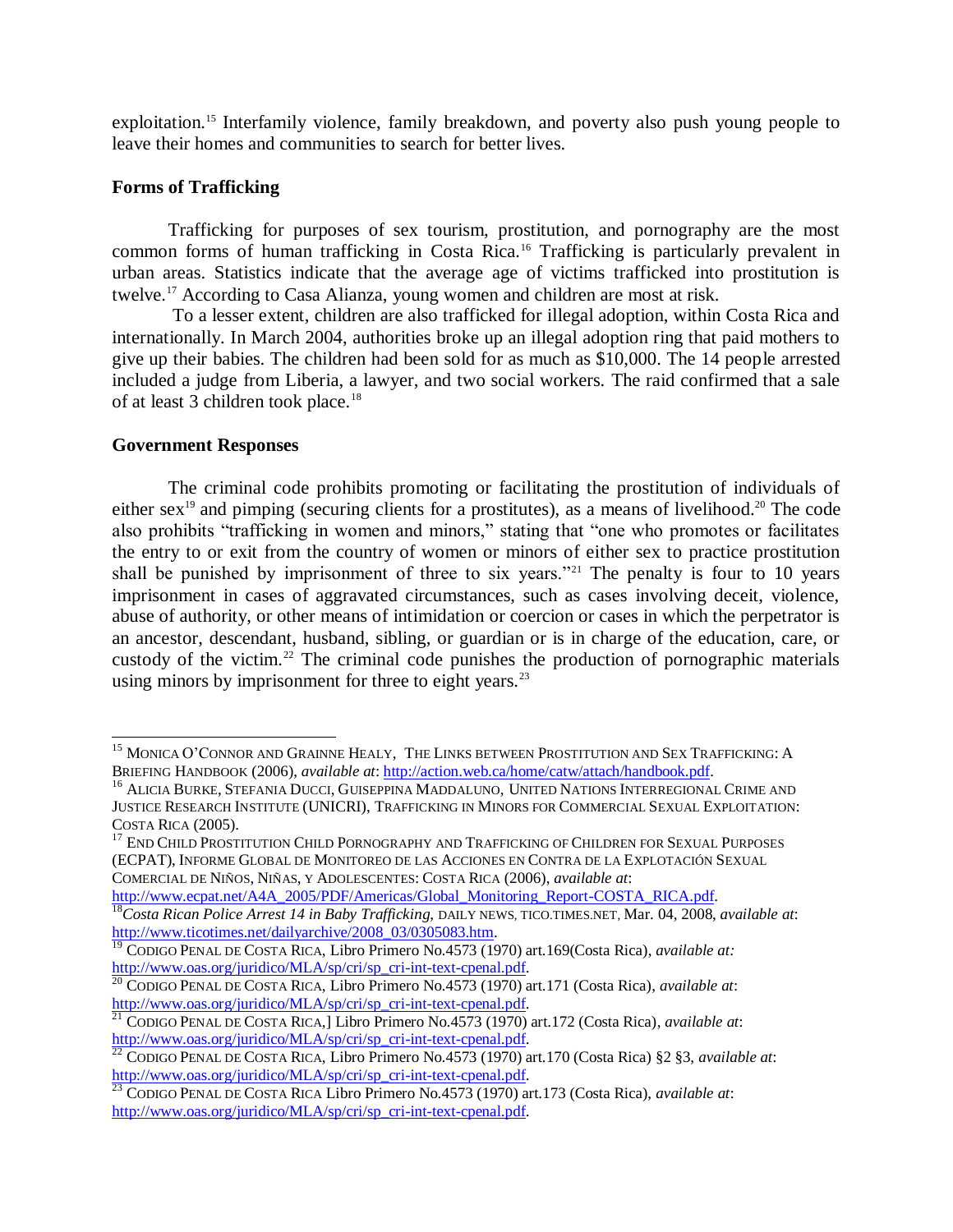exploitation.[15] Interfamily violence, family breakdown, and poverty also push young people to leave their homes and communities to search for better lives.

### Forms of Trafficking

Trafficking for purposes of sex tourism, prostitution, and pornography are the most common forms of human trafficking in Costa Rica.[16] Trafficking is particularly prevalent in urban areas. Statistics indicate that the average age of victims trafficked into prostitution is twelve.[17] According to Casa Alianza, young women and children are most at risk.

To a lesser extent, children are also trafficked for illegal adoption, within Costa Rica and internationally. In March 2004, authorities broke up an illegal adoption ring that paid mothers to give up their babies. The children had been sold for as much as $10,000. The 14 people arrested included a judge from Liberia, a lawyer, and two social workers. The raid confirmed that a sale of at least 3 children took place.[18]

### Government Responses

The criminal code prohibits promoting or facilitating the prostitution of individuals of either sex[19] and pimping (securing clients for a prostitutes), as a means of livelihood.[20] The code also prohibits "trafficking in women and minors," stating that "one who promotes or facilitates the entry to or exit from the country of women or minors of either sex to practice prostitution shall be punished by imprisonment of three to six years."[21] The penalty is four to 10 years imprisonment in cases of aggravated circumstances, such as cases involving deceit, violence, abuse of authority, or other means of intimidation or coercion or cases in which the perpetrator is an ancestor, descendant, husband, sibling, or guardian or is in charge of the education, care, or custody of the victim.[22] The criminal code punishes the production of pornographic materials using minors by imprisonment for three to eight years.[23]

---

[15] Monica O'Connor and Grainne Healy, The Links between Prostitution and Sex Trafficking: A Briefing Handbook (2006), *available at*: http://action.web.ca/home/catw/attach/handbook.pdf.

[16] Alicia Burke, Stefania Ducci, Guiseppina Maddaluno, United Nations Interregional Crime and Justice Research Institute (UNICRI), Trafficking in Minors for Commercial Sexual Exploitation: Costa Rica (2005).

[17] End Child Prostitution Child Pornography and Trafficking of Children for Sexual Purposes (ECPAT), Informe Global de Monitoreo de las Acciones en Contra de la Explotación Sexual Comercial de Niños, Niñas, y Adolescentes: Costa Rica (2006), *available at*: http://www.ecpat.net/A4A_2005/PDF/Americas/Global_Monitoring_Report-COSTA_RICA.pdf.

[18] *Costa Rican Police Arrest 14 in Baby Trafficking*, Daily News, Tico.Times.Net, Mar. 04, 2008, *available at*: http://www.ticotimes.net/dailyarchive/2008_03/0305083.htm.

[19] Codigo Penal de Costa Rica, Libro Primero No.4573 (1970) art.169(Costa Rica), *available at:* http://www.oas.org/juridico/MLA/sp/cri/sp_cri-int-text-cpenal.pdf.

[20] Codigo Penal de Costa Rica, Libro Primero No.4573 (1970) art.171 (Costa Rica), *available at*: http://www.oas.org/juridico/MLA/sp/cri/sp_cri-int-text-cpenal.pdf.

[21] Codigo Penal de Costa Rica,] Libro Primero No.4573 (1970) art.172 (Costa Rica), *available at*: http://www.oas.org/juridico/MLA/sp/cri/sp_cri-int-text-cpenal.pdf.

[22] Codigo Penal de Costa Rica, Libro Primero No.4573 (1970) art.170 (Costa Rica) §2 §3, *available at*: http://www.oas.org/juridico/MLA/sp/cri/sp_cri-int-text-cpenal.pdf.

[23] Codigo Penal de Costa Rica Libro Primero No.4573 (1970) art.173 (Costa Rica), *available at*: http://www.oas.org/juridico/MLA/sp/cri/sp_cri-int-text-cpenal.pdf.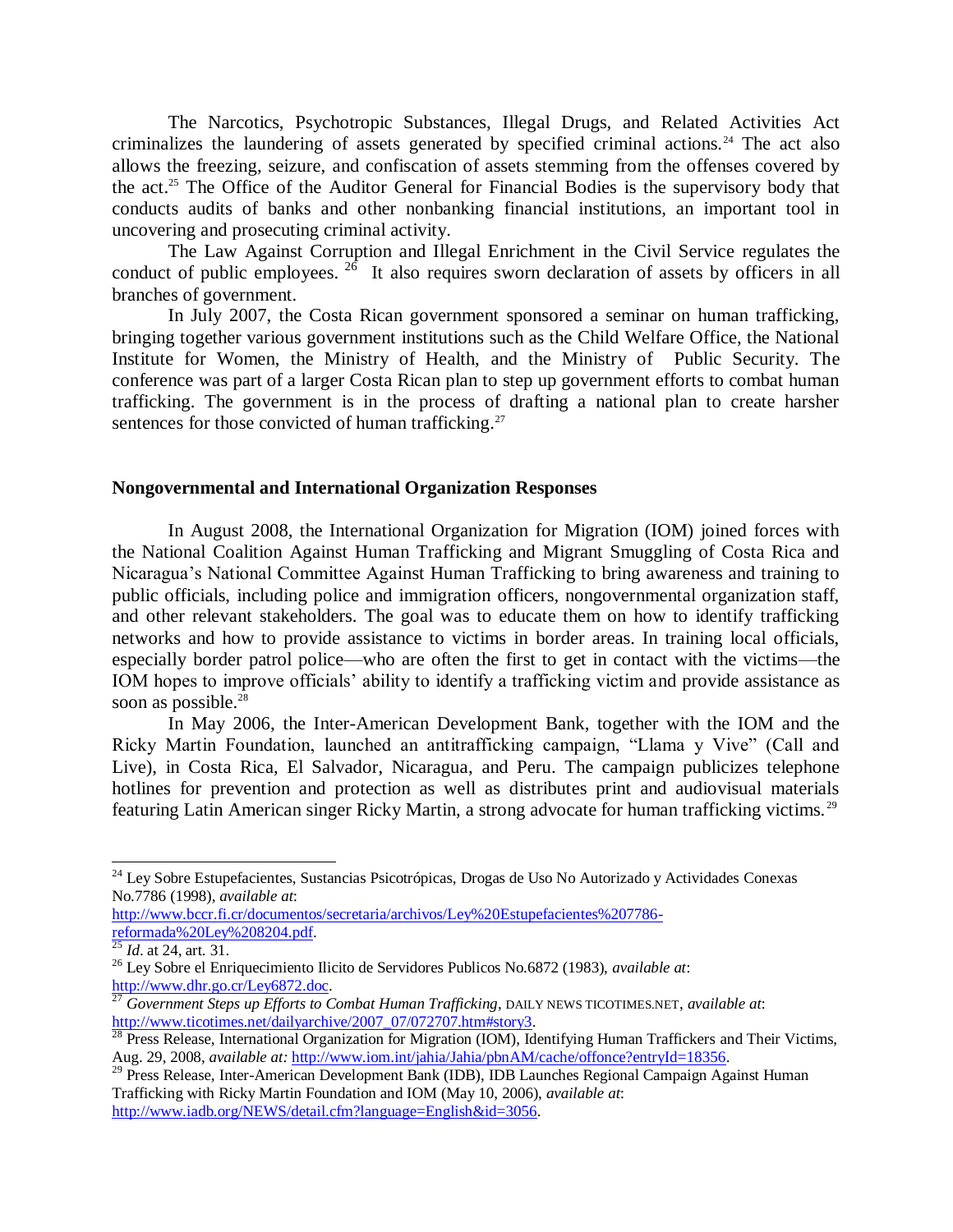The Narcotics, Psychotropic Substances, Illegal Drugs, and Related Activities Act criminalizes the laundering of assets generated by specified criminal actions.[24] The act also allows the freezing, seizure, and confiscation of assets stemming from the offenses covered by the act.[25] The Office of the Auditor General for Financial Bodies is the supervisory body that conducts audits of banks and other nonbanking financial institutions, an important tool in uncovering and prosecuting criminal activity.

The Law Against Corruption and Illegal Enrichment in the Civil Service regulates the conduct of public employees.[26] It also requires sworn declaration of assets by officers in all branches of government.

In July 2007, the Costa Rican government sponsored a seminar on human trafficking, bringing together various government institutions such as the Child Welfare Office, the National Institute for Women, the Ministry of Health, and the Ministry of Public Security. The conference was part of a larger Costa Rican plan to step up government efforts to combat human trafficking. The government is in the process of drafting a national plan to create harsher sentences for those convicted of human trafficking.[27]

**Nongovernmental and International Organization Responses**

In August 2008, the International Organization for Migration (IOM) joined forces with the National Coalition Against Human Trafficking and Migrant Smuggling of Costa Rica and Nicaragua's National Committee Against Human Trafficking to bring awareness and training to public officials, including police and immigration officers, nongovernmental organization staff, and other relevant stakeholders. The goal was to educate them on how to identify trafficking networks and how to provide assistance to victims in border areas. In training local officials, especially border patrol police—who are often the first to get in contact with the victims—the IOM hopes to improve officials' ability to identify a trafficking victim and provide assistance as soon as possible.[28]

In May 2006, the Inter-American Development Bank, together with the IOM and the Ricky Martin Foundation, launched an antitrafficking campaign, "Llama y Vive" (Call and Live), in Costa Rica, El Salvador, Nicaragua, and Peru. The campaign publicizes telephone hotlines for prevention and protection as well as distributes print and audiovisual materials featuring Latin American singer Ricky Martin, a strong advocate for human trafficking victims.[29]

---

[24] Ley Sobre Estupefacientes, Sustancias Psicotrópicas, Drogas de Uso No Autorizado y Actividades Conexas No.7786 (1998), *available at*: http://www.bccr.fi.cr/documentos/secretaria/archivos/Ley%20Estupefacientes%207786-reformada%20Ley%208204.pdf.

[25] *Id*. at 24, art. 31.

[26] Ley Sobre el Enriquecimiento Ilicito de Servidores Publicos No.6872 (1983), *available at*: http://www.dhr.go.cr/Ley6872.doc.

[27] *Government Steps up Efforts to Combat Human Trafficking*, DAILY NEWS TICOTIMES.NET, *available at*: http://www.ticotimes.net/dailyarchive/2007_07/072707.htm#story3.

[28] Press Release, International Organization for Migration (IOM), Identifying Human Traffickers and Their Victims, Aug. 29, 2008, *available at:* http://www.iom.int/jahia/Jahia/pbnAM/cache/offonce?entryId=18356.

[29] Press Release, Inter-American Development Bank (IDB), IDB Launches Regional Campaign Against Human Trafficking with Ricky Martin Foundation and IOM (May 10, 2006), *available at*: http://www.iadb.org/NEWS/detail.cfm?language=English&id=3056.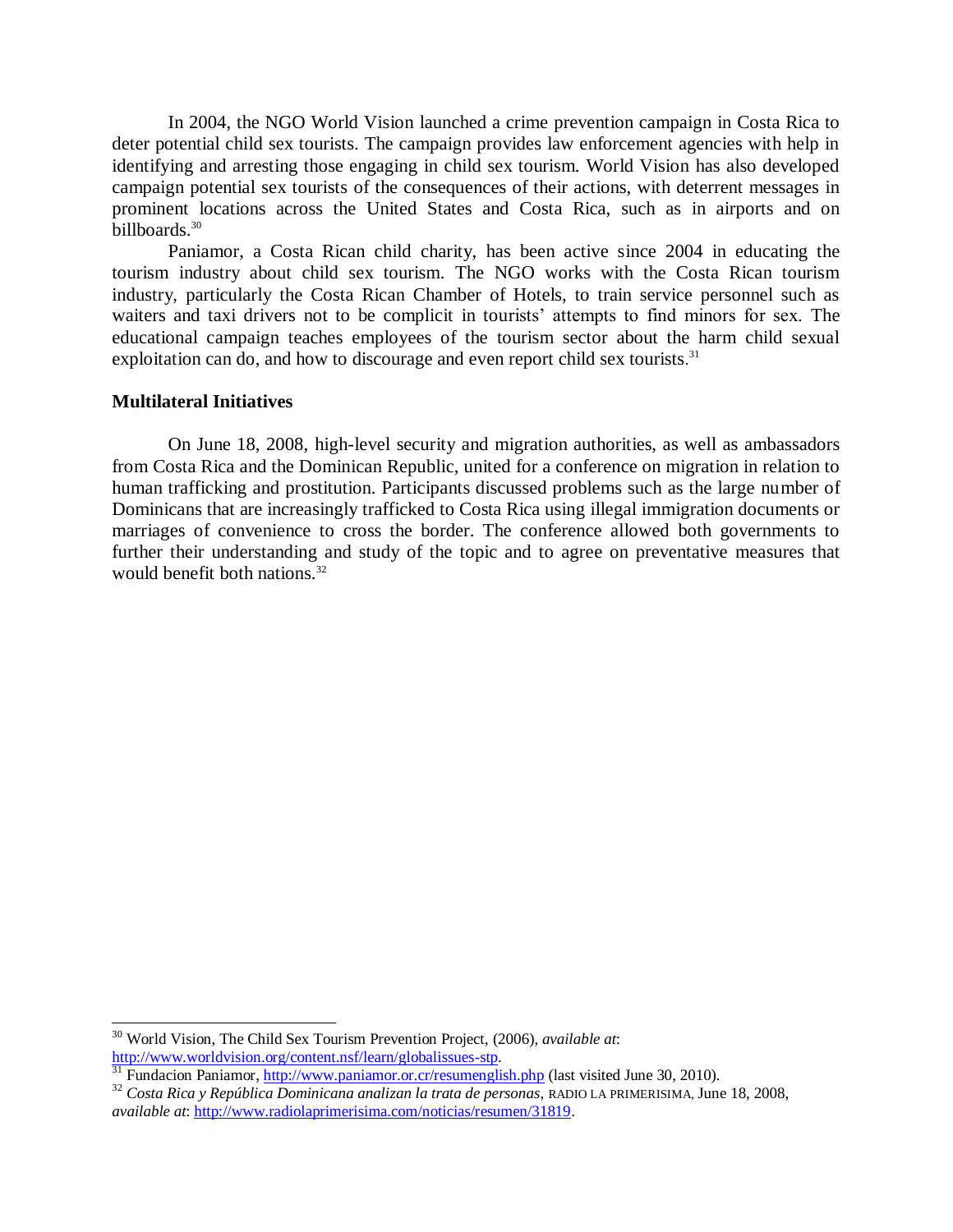In 2004, the NGO World Vision launched a crime prevention campaign in Costa Rica to deter potential child sex tourists. The campaign provides law enforcement agencies with help in identifying and arresting those engaging in child sex tourism. World Vision has also developed campaign potential sex tourists of the consequences of their actions, with deterrent messages in prominent locations across the United States and Costa Rica, such as in airports and on billboards.[30]

Paniamor, a Costa Rican child charity, has been active since 2004 in educating the tourism industry about child sex tourism. The NGO works with the Costa Rican tourism industry, particularly the Costa Rican Chamber of Hotels, to train service personnel such as waiters and taxi drivers not to be complicit in tourists' attempts to find minors for sex. The educational campaign teaches employees of the tourism sector about the harm child sexual exploitation can do, and how to discourage and even report child sex tourists.[31]

**Multilateral Initiatives**

On June 18, 2008, high-level security and migration authorities, as well as ambassadors from Costa Rica and the Dominican Republic, united for a conference on migration in relation to human trafficking and prostitution. Participants discussed problems such as the large number of Dominicans that are increasingly trafficked to Costa Rica using illegal immigration documents or marriages of convenience to cross the border. The conference allowed both governments to further their understanding and study of the topic and to agree on preventative measures that would benefit both nations.[32]

---

[30] World Vision, The Child Sex Tourism Prevention Project, (2006), *available at*: http://www.worldvision.org/content.nsf/learn/globalissues-stp.

[31] Fundacion Paniamor, http://www.paniamor.or.cr/resumenglish.php (last visited June 30, 2010).

[32] *Costa Rica y República Dominicana analizan la trata de personas*, RADIO LA PRIMERISIMA, June 18, 2008, *available at*: http://www.radiolaprimerisima.com/noticias/resumen/31819.